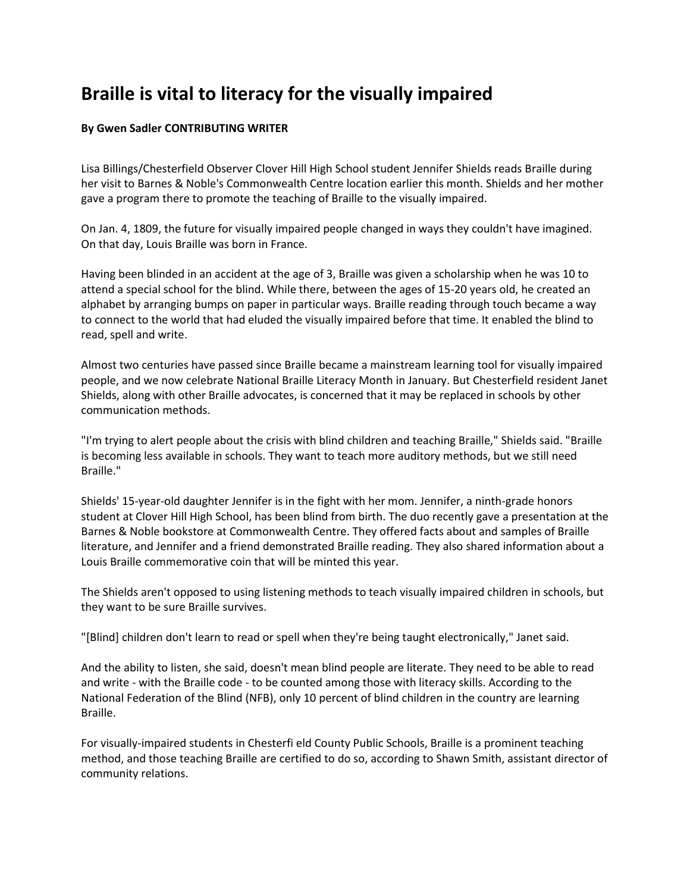# Braille is vital to literacy for the visually impaired

**By Gwen Sadler CONTRIBUTING WRITER**

Lisa Billings/Chesterfield Observer Clover Hill High School student Jennifer Shields reads Braille during her visit to Barnes & Noble's Commonwealth Centre location earlier this month. Shields and her mother gave a program there to promote the teaching of Braille to the visually impaired.

On Jan. 4, 1809, the future for visually impaired people changed in ways they couldn't have imagined. On that day, Louis Braille was born in France.

Having been blinded in an accident at the age of 3, Braille was given a scholarship when he was 10 to attend a special school for the blind. While there, between the ages of 15-20 years old, he created an alphabet by arranging bumps on paper in particular ways. Braille reading through touch became a way to connect to the world that had eluded the visually impaired before that time. It enabled the blind to read, spell and write.

Almost two centuries have passed since Braille became a mainstream learning tool for visually impaired people, and we now celebrate National Braille Literacy Month in January. But Chesterfield resident Janet Shields, along with other Braille advocates, is concerned that it may be replaced in schools by other communication methods.

"I'm trying to alert people about the crisis with blind children and teaching Braille," Shields said. "Braille is becoming less available in schools. They want to teach more auditory methods, but we still need Braille."

Shields' 15-year-old daughter Jennifer is in the fight with her mom. Jennifer, a ninth-grade honors student at Clover Hill High School, has been blind from birth. The duo recently gave a presentation at the Barnes & Noble bookstore at Commonwealth Centre. They offered facts about and samples of Braille literature, and Jennifer and a friend demonstrated Braille reading. They also shared information about a Louis Braille commemorative coin that will be minted this year.

The Shields aren't opposed to using listening methods to teach visually impaired children in schools, but they want to be sure Braille survives.

"[Blind] children don't learn to read or spell when they're being taught electronically," Janet said.

And the ability to listen, she said, doesn't mean blind people are literate. They need to be able to read and write - with the Braille code - to be counted among those with literacy skills. According to the National Federation of the Blind (NFB), only 10 percent of blind children in the country are learning Braille.

For visually-impaired students in Chesterfi eld County Public Schools, Braille is a prominent teaching method, and those teaching Braille are certified to do so, according to Shawn Smith, assistant director of community relations.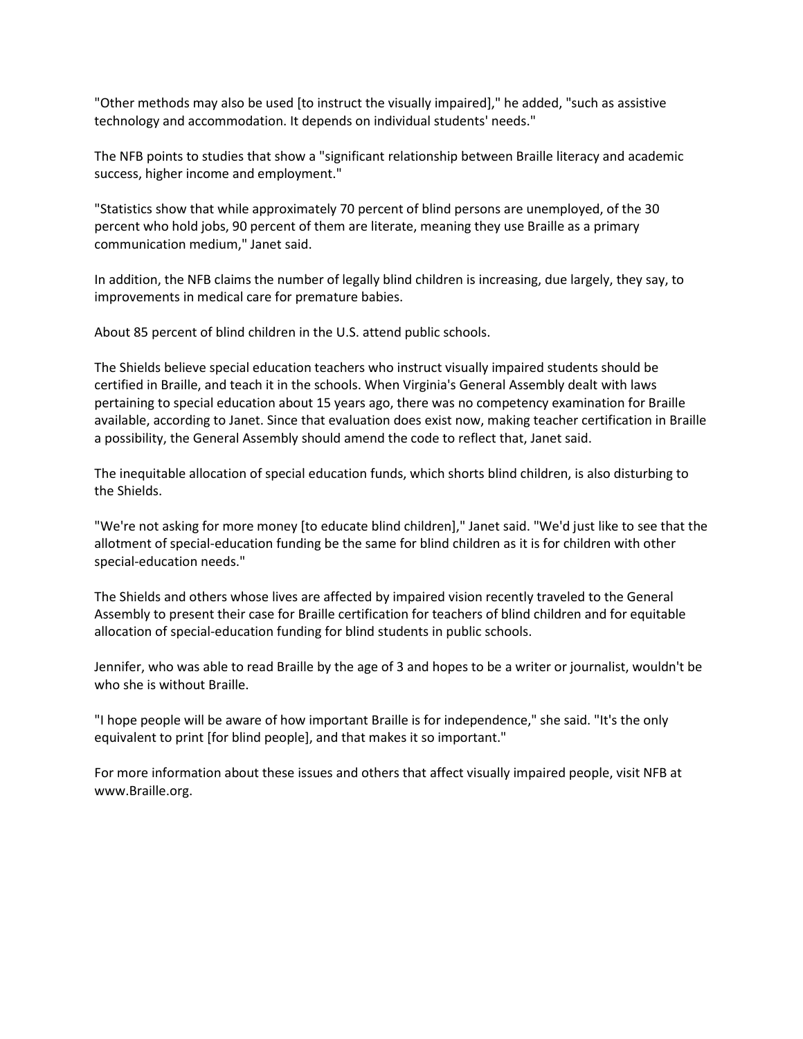"Other methods may also be used [to instruct the visually impaired]," he added, "such as assistive technology and accommodation. It depends on individual students' needs."

The NFB points to studies that show a "significant relationship between Braille literacy and academic success, higher income and employment."

"Statistics show that while approximately 70 percent of blind persons are unemployed, of the 30 percent who hold jobs, 90 percent of them are literate, meaning they use Braille as a primary communication medium," Janet said.

In addition, the NFB claims the number of legally blind children is increasing, due largely, they say, to improvements in medical care for premature babies.

About 85 percent of blind children in the U.S. attend public schools.

The Shields believe special education teachers who instruct visually impaired students should be certified in Braille, and teach it in the schools. When Virginia's General Assembly dealt with laws pertaining to special education about 15 years ago, there was no competency examination for Braille available, according to Janet. Since that evaluation does exist now, making teacher certification in Braille a possibility, the General Assembly should amend the code to reflect that, Janet said.

The inequitable allocation of special education funds, which shorts blind children, is also disturbing to the Shields.

"We're not asking for more money [to educate blind children]," Janet said. "We'd just like to see that the allotment of special-education funding be the same for blind children as it is for children with other special-education needs."

The Shields and others whose lives are affected by impaired vision recently traveled to the General Assembly to present their case for Braille certification for teachers of blind children and for equitable allocation of special-education funding for blind students in public schools.

Jennifer, who was able to read Braille by the age of 3 and hopes to be a writer or journalist, wouldn't be who she is without Braille.

"I hope people will be aware of how important Braille is for independence," she said. "It's the only equivalent to print [for blind people], and that makes it so important."

For more information about these issues and others that affect visually impaired people, visit NFB at www.Braille.org.